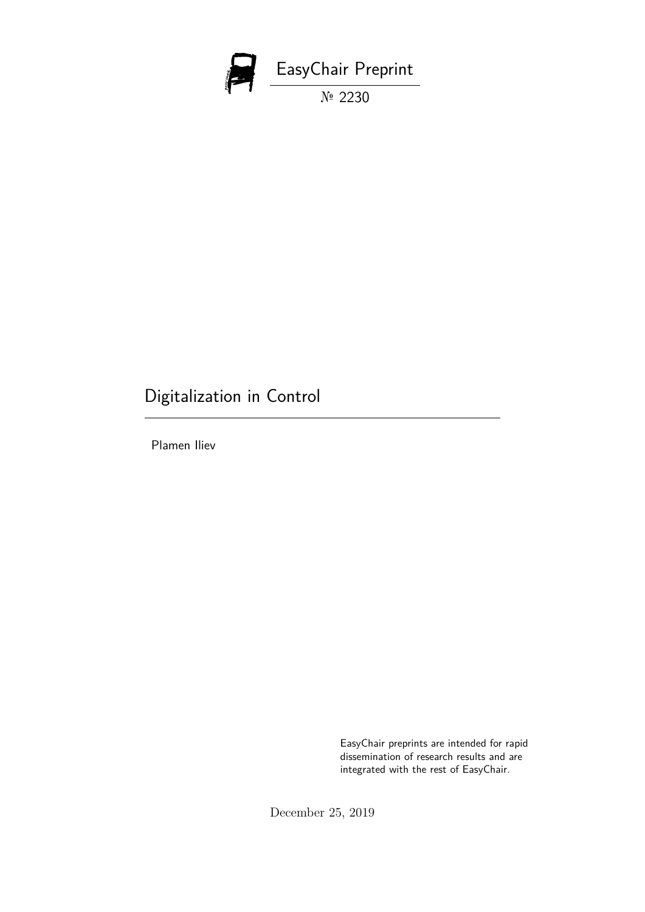EasyChair Preprint

№ 2230

# Digitalization in Control

Plamen Iliev

EasyChair preprints are intended for rapid dissemination of research results and are integrated with the rest of EasyChair.

December 25, 2019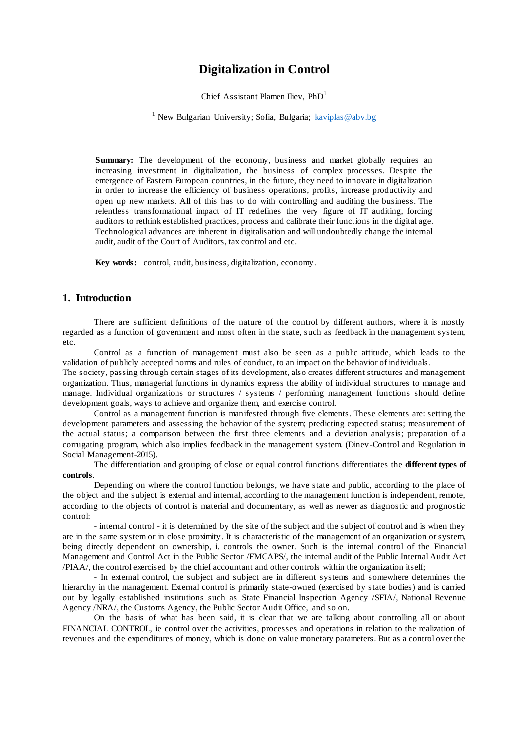# Digitalization in Control

Chief Assistant Plamen Iliev, PhD[1]

[1] New Bulgarian University; Sofia, Bulgaria; kaviplas@abv.bg

**Summary:** The development of the economy, business and market globally requires an increasing investment in digitalization, the business of complex processes. Despite the emergence of Eastern European countries, in the future, they need to innovate in digitalization in order to increase the efficiency of business operations, profits, increase productivity and open up new markets. All of this has to do with controlling and auditing the business. The relentless transformational impact of IT redefines the very figure of IT auditing, forcing auditors to rethink established practices, process and calibrate their functions in the digital age. Technological advances are inherent in digitalisation and will undoubtedly change the internal audit, audit of the Court of Auditors, tax control and etc.

**Key words:** control, audit, business, digitalization, economy.

## 1. Introduction

There are sufficient definitions of the nature of the control by different authors, where it is mostly regarded as a function of government and most often in the state, such as feedback in the management system, etc.

Control as a function of management must also be seen as a public attitude, which leads to the validation of publicly accepted norms and rules of conduct, to an impact on the behavior of individuals.
The society, passing through certain stages of its development, also creates different structures and management organization. Thus, managerial functions in dynamics express the ability of individual structures to manage and manage. Individual organizations or structures / systems / performing management functions should define development goals, ways to achieve and organize them, and exercise control.

Control as a management function is manifested through five elements. These elements are: setting the development parameters and assessing the behavior of the system; predicting expected status; measurement of the actual status; a comparison between the first three elements and a deviation analysis; preparation of a corrugating program, which also implies feedback in the management system. (Dinev-Control and Regulation in Social Management-2015).

The differentiation and grouping of close or equal control functions differentiates the **different types of controls**.

Depending on where the control function belongs, we have state and public, according to the place of the object and the subject is external and internal, according to the management function is independent, remote, according to the objects of control is material and documentary, as well as newer as diagnostic and prognostic control:

- internal control - it is determined by the site of the subject and the subject of control and is when they are in the same system or in close proximity. It is characteristic of the management of an organization or system, being directly dependent on ownership, i. controls the owner. Such is the internal control of the Financial Management and Control Act in the Public Sector /FMCAPS/, the internal audit of the Public Internal Audit Act /PIAA/, the control exercised by the chief accountant and other controls within the organization itself;

- In external control, the subject and subject are in different systems and somewhere determines the hierarchy in the management. External control is primarily state-owned (exercised by state bodies) and is carried out by legally established institutions such as State Financial Inspection Agency /SFIA/, National Revenue Agency /NRA/, the Customs Agency, the Public Sector Audit Office, and so on.

On the basis of what has been said, it is clear that we are talking about controlling all or about FINANCIAL CONTROL, ie control over the activities, processes and operations in relation to the realization of revenues and the expenditures of money, which is done on value monetary parameters. But as a control over the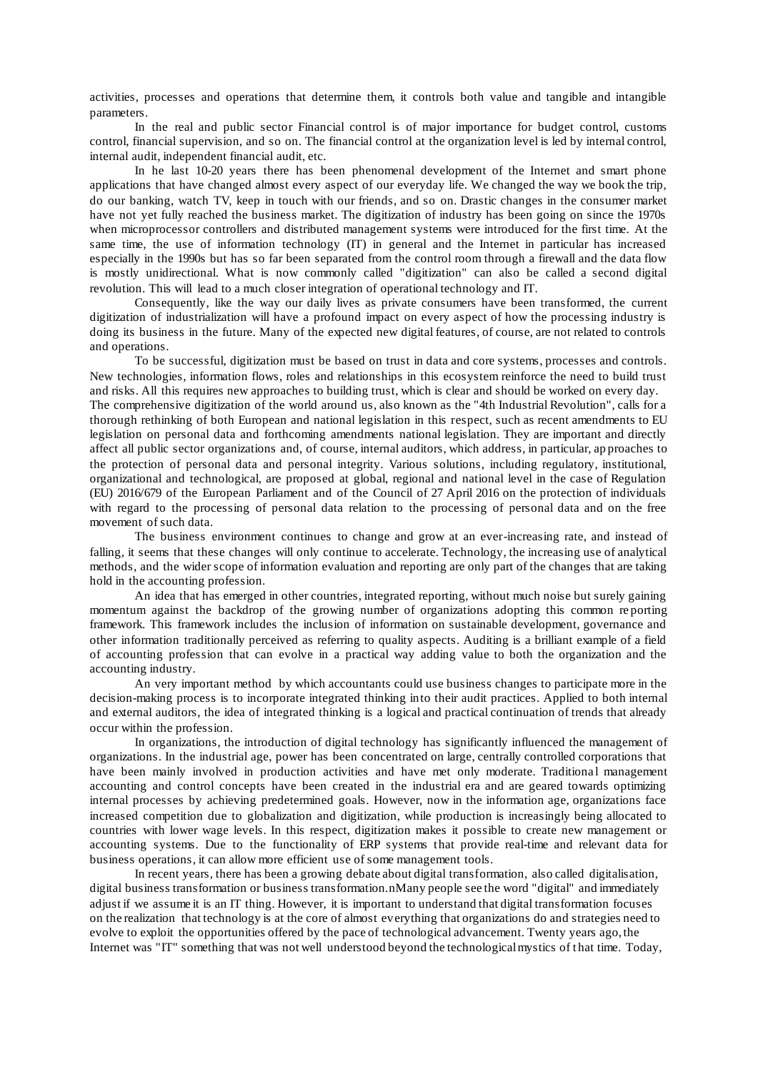activities, processes and operations that determine them, it controls both value and tangible and intangible parameters.

In the real and public sector Financial control is of major importance for budget control, customs control, financial supervision, and so on. The financial control at the organization level is led by internal control, internal audit, independent financial audit, etc.

In he last 10-20 years there has been phenomenal development of the Internet and smart phone applications that have changed almost every aspect of our everyday life. We changed the way we book the trip, do our banking, watch TV, keep in touch with our friends, and so on. Drastic changes in the consumer market have not yet fully reached the business market. The digitization of industry has been going on since the 1970s when microprocessor controllers and distributed management systems were introduced for the first time. At the same time, the use of information technology (IT) in general and the Internet in particular has increased especially in the 1990s but has so far been separated from the control room through a firewall and the data flow is mostly unidirectional. What is now commonly called "digitization" can also be called a second digital revolution. This will lead to a much closer integration of operational technology and IT.

Consequently, like the way our daily lives as private consumers have been transformed, the current digitization of industrialization will have a profound impact on every aspect of how the processing industry is doing its business in the future. Many of the expected new digital features, of course, are not related to controls and operations.

To be successful, digitization must be based on trust in data and core systems, processes and controls. New technologies, information flows, roles and relationships in this ecosystem reinforce the need to build trust and risks. All this requires new approaches to building trust, which is clear and should be worked on every day.

The comprehensive digitization of the world around us, also known as the "4th Industrial Revolution", calls for a thorough rethinking of both European and national legislation in this respect, such as recent amendments to EU legislation on personal data and forthcoming amendments national legislation. They are important and directly affect all public sector organizations and, of course, internal auditors, which address, in particular, approaches to the protection of personal data and personal integrity. Various solutions, including regulatory, institutional, organizational and technological, are proposed at global, regional and national level in the case of Regulation (EU) 2016/679 of the European Parliament and of the Council of 27 April 2016 on the protection of individuals with regard to the processing of personal data relation to the processing of personal data and on the free movement of such data.

The business environment continues to change and grow at an ever-increasing rate, and instead of falling, it seems that these changes will only continue to accelerate. Technology, the increasing use of analytical methods, and the wider scope of information evaluation and reporting are only part of the changes that are taking hold in the accounting profession.

An idea that has emerged in other countries, integrated reporting, without much noise but surely gaining momentum against the backdrop of the growing number of organizations adopting this common reporting framework. This framework includes the inclusion of information on sustainable development, governance and other information traditionally perceived as referring to quality aspects. Auditing is a brilliant example of a field of accounting profession that can evolve in a practical way adding value to both the organization and the accounting industry.

An very important method by which accountants could use business changes to participate more in the decision-making process is to incorporate integrated thinking into their audit practices. Applied to both internal and external auditors, the idea of integrated thinking is a logical and practical continuation of trends that already occur within the profession.

In organizations, the introduction of digital technology has significantly influenced the management of organizations. In the industrial age, power has been concentrated on large, centrally controlled corporations that have been mainly involved in production activities and have met only moderate. Traditional management accounting and control concepts have been created in the industrial era and are geared towards optimizing internal processes by achieving predetermined goals. However, now in the information age, organizations face increased competition due to globalization and digitization, while production is increasingly being allocated to countries with lower wage levels. In this respect, digitization makes it possible to create new management or accounting systems. Due to the functionality of ERP systems that provide real-time and relevant data for business operations, it can allow more efficient use of some management tools.

In recent years, there has been a growing debate about digital transformation, also called digitalisation, digital business transformation or business transformation.nMany people see the word "digital" and immediately adjust if we assume it is an IT thing. However, it is important to understand that digital transformation focuses on the realization that technology is at the core of almost everything that organizations do and strategies need to evolve to exploit the opportunities offered by the pace of technological advancement. Twenty years ago, the Internet was "IT" something that was not well understood beyond the technological mystics of that time. Today,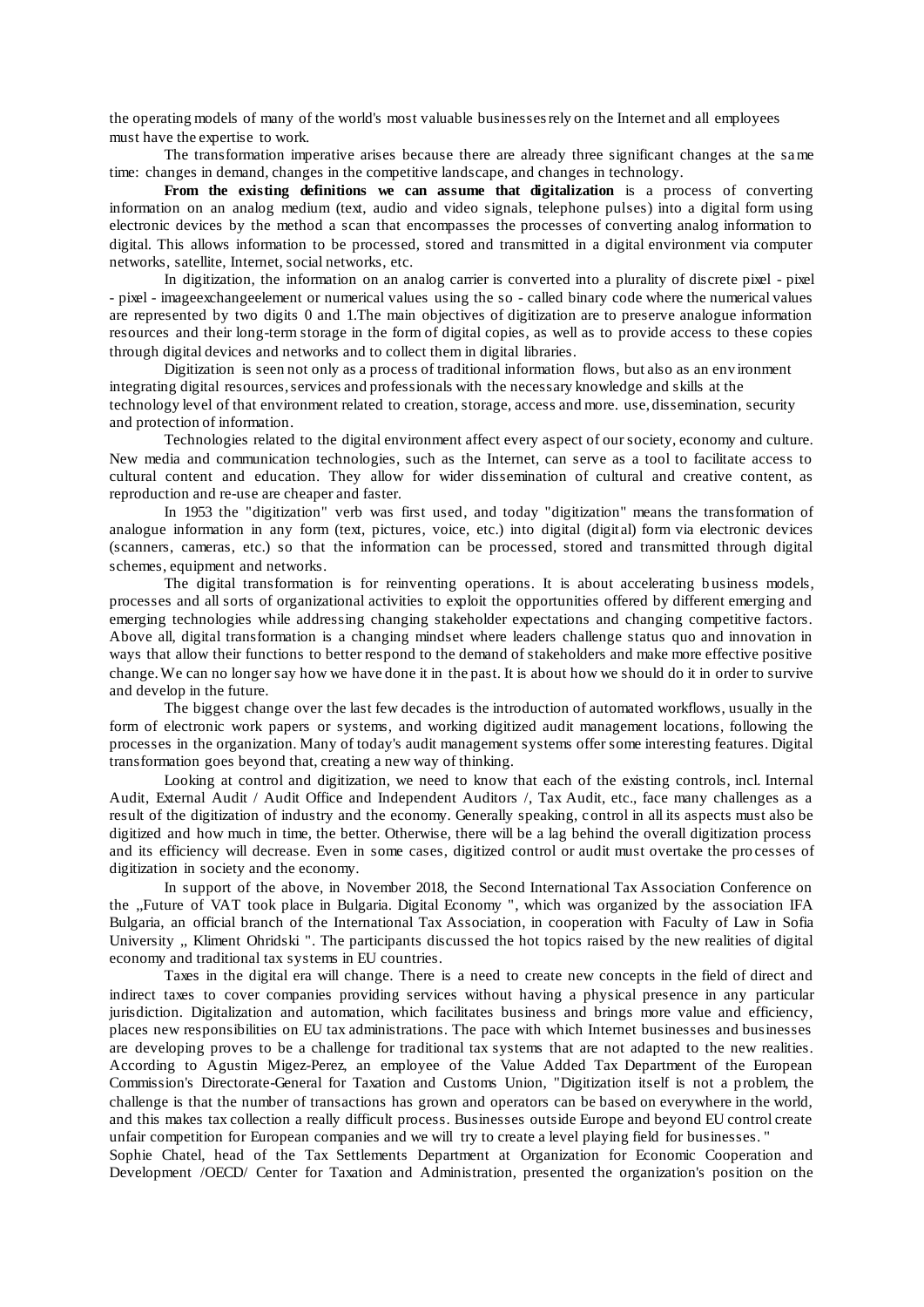the operating models of many of the world's most valuable businesses rely on the Internet and all employees must have the expertise to work.

The transformation imperative arises because there are already three significant changes at the same time: changes in demand, changes in the competitive landscape, and changes in technology.

**From the existing definitions we can assume that digitalization** is a process of converting information on an analog medium (text, audio and video signals, telephone pulses) into a digital form using electronic devices by the method a scan that encompasses the processes of converting analog information to digital. This allows information to be processed, stored and transmitted in a digital environment via computer networks, satellite, Internet, social networks, etc.

In digitization, the information on an analog carrier is converted into a plurality of discrete pixel - pixel - pixel - imageexchangeelement or numerical values using the so - called binary code where the numerical values are represented by two digits 0 and 1.The main objectives of digitization are to preserve analogue information resources and their long-term storage in the form of digital copies, as well as to provide access to these copies through digital devices and networks and to collect them in digital libraries.

Digitization is seen not only as a process of traditional information flows, but also as an environment integrating digital resources, services and professionals with the necessary knowledge and skills at the technology level of that environment related to creation, storage, access and more. use, dissemination, security and protection of information.

Technologies related to the digital environment affect every aspect of our society, economy and culture. New media and communication technologies, such as the Internet, can serve as a tool to facilitate access to cultural content and education. They allow for wider dissemination of cultural and creative content, as reproduction and re-use are cheaper and faster.

In 1953 the "digitization" verb was first used, and today "digitization" means the transformation of analogue information in any form (text, pictures, voice, etc.) into digital (digital) form via electronic devices (scanners, cameras, etc.) so that the information can be processed, stored and transmitted through digital schemes, equipment and networks.

The digital transformation is for reinventing operations. It is about accelerating business models, processes and all sorts of organizational activities to exploit the opportunities offered by different emerging and emerging technologies while addressing changing stakeholder expectations and changing competitive factors. Above all, digital transformation is a changing mindset where leaders challenge status quo and innovation in ways that allow their functions to better respond to the demand of stakeholders and make more effective positive change. We can no longer say how we have done it in the past. It is about how we should do it in order to survive and develop in the future.

The biggest change over the last few decades is the introduction of automated workflows, usually in the form of electronic work papers or systems, and working digitized audit management locations, following the processes in the organization. Many of today's audit management systems offer some interesting features. Digital transformation goes beyond that, creating a new way of thinking.

Looking at control and digitization, we need to know that each of the existing controls, incl. Internal Audit, External Audit / Audit Office and Independent Auditors /, Tax Audit, etc., face many challenges as a result of the digitization of industry and the economy. Generally speaking, control in all its aspects must also be digitized and how much in time, the better. Otherwise, there will be a lag behind the overall digitization process and its efficiency will decrease. Even in some cases, digitized control or audit must overtake the processes of digitization in society and the economy.

In support of the above, in November 2018, the Second International Tax Association Conference on the „Future of VAT took place in Bulgaria. Digital Economy ", which was organized by the association IFA Bulgaria, an official branch of the International Tax Association, in cooperation with Faculty of Law in Sofia University „ Kliment Ohridski ". The participants discussed the hot topics raised by the new realities of digital economy and traditional tax systems in EU countries.

Taxes in the digital era will change. There is a need to create new concepts in the field of direct and indirect taxes to cover companies providing services without having a physical presence in any particular jurisdiction. Digitalization and automation, which facilitates business and brings more value and efficiency, places new responsibilities on EU tax administrations. The pace with which Internet businesses and businesses are developing proves to be a challenge for traditional tax systems that are not adapted to the new realities. According to Agustin Migez-Perez, an employee of the Value Added Tax Department of the European Commission's Directorate-General for Taxation and Customs Union, "Digitization itself is not a problem, the challenge is that the number of transactions has grown and operators can be based on everywhere in the world, and this makes tax collection a really difficult process. Businesses outside Europe and beyond EU control create unfair competition for European companies and we will try to create a level playing field for businesses. "

Sophie Chatel, head of the Tax Settlements Department at Organization for Economic Cooperation and Development /OECD/ Center for Taxation and Administration, presented the organization's position on the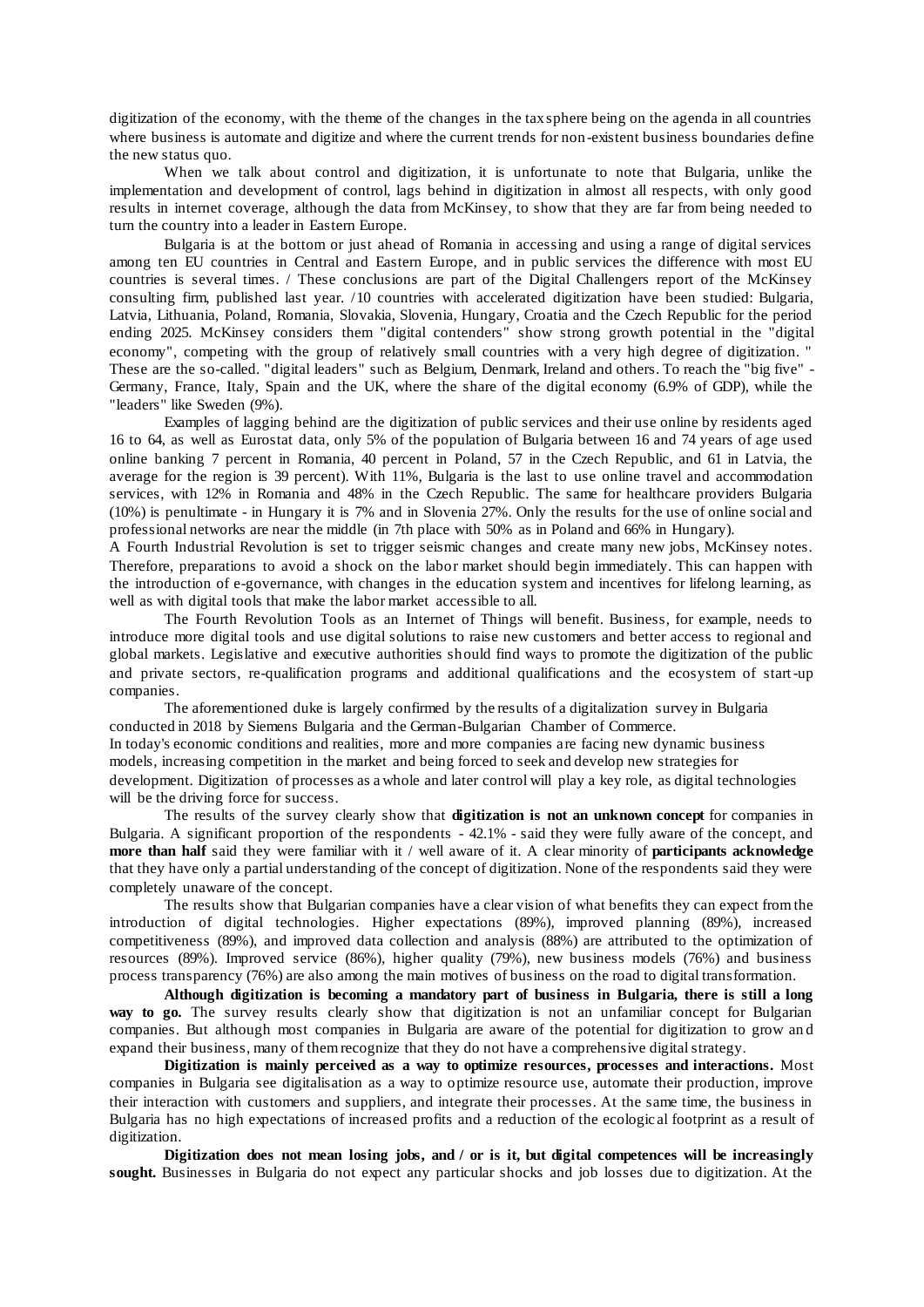digitization of the economy, with the theme of the changes in the tax sphere being on the agenda in all countries where business is automate and digitize and where the current trends for non-existent business boundaries define the new status quo.

When we talk about control and digitization, it is unfortunate to note that Bulgaria, unlike the implementation and development of control, lags behind in digitization in almost all respects, with only good results in internet coverage, although the data from McKinsey, to show that they are far from being needed to turn the country into a leader in Eastern Europe.

Bulgaria is at the bottom or just ahead of Romania in accessing and using a range of digital services among ten EU countries in Central and Eastern Europe, and in public services the difference with most EU countries is several times. / These conclusions are part of the Digital Challengers report of the McKinsey consulting firm, published last year. /10 countries with accelerated digitization have been studied: Bulgaria, Latvia, Lithuania, Poland, Romania, Slovakia, Slovenia, Hungary, Croatia and the Czech Republic for the period ending 2025. McKinsey considers them "digital contenders" show strong growth potential in the "digital economy", competing with the group of relatively small countries with a very high degree of digitization. " These are the so-called. "digital leaders" such as Belgium, Denmark, Ireland and others. To reach the "big five" - Germany, France, Italy, Spain and the UK, where the share of the digital economy (6.9% of GDP), while the "leaders" like Sweden (9%).

Examples of lagging behind are the digitization of public services and their use online by residents aged 16 to 64, as well as Eurostat data, only 5% of the population of Bulgaria between 16 and 74 years of age used online banking 7 percent in Romania, 40 percent in Poland, 57 in the Czech Republic, and 61 in Latvia, the average for the region is 39 percent). With 11%, Bulgaria is the last to use online travel and accommodation services, with 12% in Romania and 48% in the Czech Republic. The same for healthcare providers Bulgaria (10%) is penultimate - in Hungary it is 7% and in Slovenia 27%. Only the results for the use of online social and professional networks are near the middle (in 7th place with 50% as in Poland and 66% in Hungary).

A Fourth Industrial Revolution is set to trigger seismic changes and create many new jobs, McKinsey notes. Therefore, preparations to avoid a shock on the labor market should begin immediately. This can happen with the introduction of e-governance, with changes in the education system and incentives for lifelong learning, as well as with digital tools that make the labor market accessible to all.

The Fourth Revolution Tools as an Internet of Things will benefit. Business, for example, needs to introduce more digital tools and use digital solutions to raise new customers and better access to regional and global markets. Legislative and executive authorities should find ways to promote the digitization of the public and private sectors, re-qualification programs and additional qualifications and the ecosystem of start-up companies.

The aforementioned duke is largely confirmed by the results of a digitalization survey in Bulgaria conducted in 2018 by Siemens Bulgaria and the German-Bulgarian Chamber of Commerce.

In today's economic conditions and realities, more and more companies are facing new dynamic business models, increasing competition in the market and being forced to seek and develop new strategies for development. Digitization of processes as a whole and later control will play a key role, as digital technologies will be the driving force for success.

The results of the survey clearly show that **digitization is not an unknown concept** for companies in Bulgaria. A significant proportion of the respondents - 42.1% - said they were fully aware of the concept, and **more than half** said they were familiar with it / well aware of it. A clear minority of **participants acknowledge** that they have only a partial understanding of the concept of digitization. None of the respondents said they were completely unaware of the concept.

The results show that Bulgarian companies have a clear vision of what benefits they can expect from the introduction of digital technologies. Higher expectations (89%), improved planning (89%), increased competitiveness (89%), and improved data collection and analysis (88%) are attributed to the optimization of resources (89%). Improved service (86%), higher quality (79%), new business models (76%) and business process transparency (76%) are also among the main motives of business on the road to digital transformation.

**Although digitization is becoming a mandatory part of business in Bulgaria, there is still a long way to go.** The survey results clearly show that digitization is not an unfamiliar concept for Bulgarian companies. But although most companies in Bulgaria are aware of the potential for digitization to grow and expand their business, many of them recognize that they do not have a comprehensive digital strategy.

**Digitization is mainly perceived as a way to optimize resources, processes and interactions.** Most companies in Bulgaria see digitalisation as a way to optimize resource use, automate their production, improve their interaction with customers and suppliers, and integrate their processes. At the same time, the business in Bulgaria has no high expectations of increased profits and a reduction of the ecological footprint as a result of digitization.

**Digitization does not mean losing jobs, and / or is it, but digital competences will be increasingly sought.** Businesses in Bulgaria do not expect any particular shocks and job losses due to digitization. At the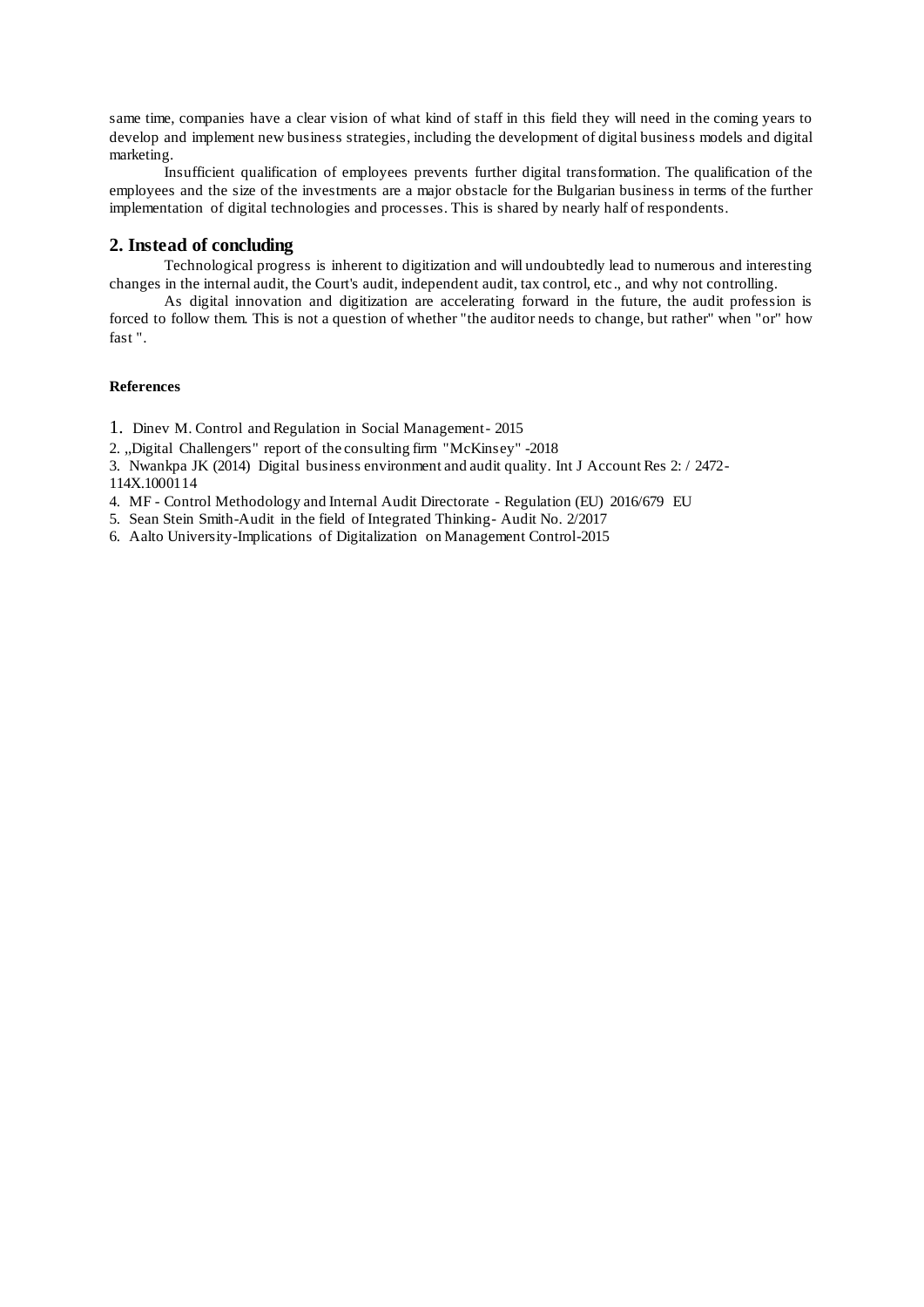same time, companies have a clear vision of what kind of staff in this field they will need in the coming years to develop and implement new business strategies, including the development of digital business models and digital marketing.

Insufficient qualification of employees prevents further digital transformation. The qualification of the employees and the size of the investments are a major obstacle for the Bulgarian business in terms of the further implementation of digital technologies and processes. This is shared by nearly half of respondents.

## 2. Instead of concluding

Technological progress is inherent to digitization and will undoubtedly lead to numerous and interesting changes in the internal audit, the Court's audit, independent audit, tax control, etc., and why not controlling.

As digital innovation and digitization are accelerating forward in the future, the audit profession is forced to follow them. This is not a question of whether "the auditor needs to change, but rather" when "or" how fast ".

**References**

1. Dinev M. Control and Regulation in Social Management - 2015
2. „Digital Challengers" report of the consulting firm "McKinsey" -2018
3. Nwankpa JK (2014) Digital business environment and audit quality. Int J Account Res 2: / 2472-114X.1000114
4. MF - Control Methodology and Internal Audit Directorate - Regulation (EU) 2016/679 EU
5. Sean Stein Smith-Audit in the field of Integrated Thinking - Audit No. 2/2017
6. Aalto University-Implications of Digitalization on Management Control-2015